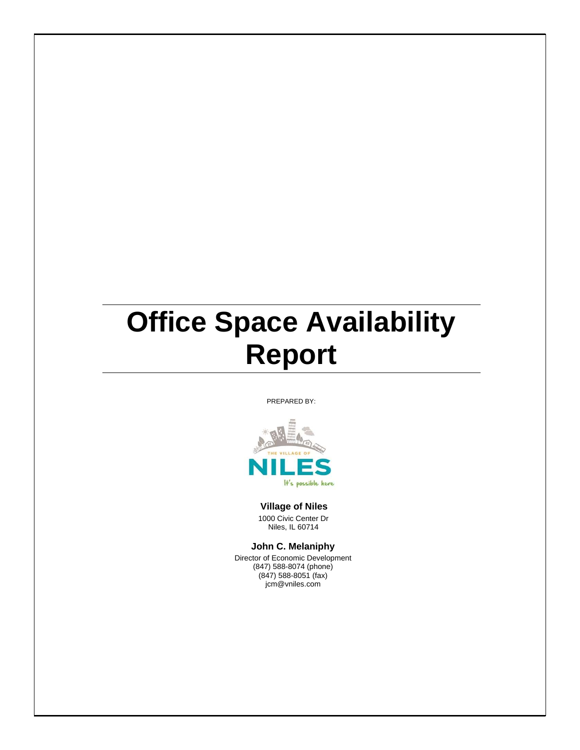# Office Space Availability Report

PREPARED BY:

THE VILLAGE OF

NILES

It's possible here

**Village of Niles**

1000 Civic Center Dr
Niles, IL 60714

**John C. Melaniphy**

Director of Economic Development
(847) 588-8074 (phone)
(847) 588-8051 (fax)
jcm@vniles.com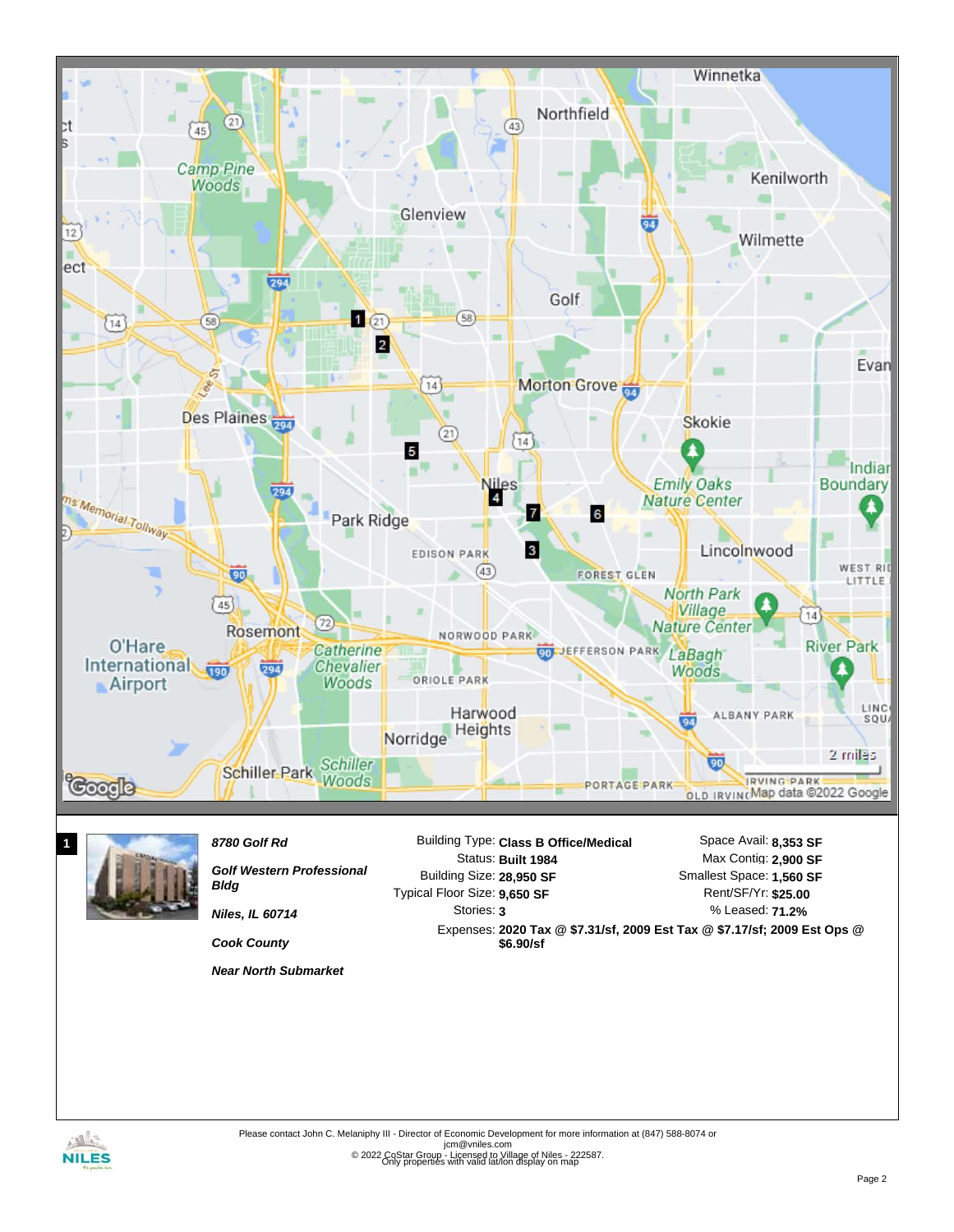**1**

***8780 Golf Rd***

***Golf Western Professional Bldg***

***Niles, IL 60714***

***Cook County***

***Near North Submarket***

| | |
|---|---|
| Building Type: | **Class B Office/Medical** |
| Status: | **Built 1984** |
| Building Size: | **28,950 SF** |
| Typical Floor Size: | **9,650 SF** |
| Stories: | **3** |
| Expenses: | **2020 Tax @ $7.31/sf, 2009 Est Tax @ $7.17/sf; 2009 Est Ops @ $6.90/sf** |

| | |
|---|---|
| Space Avail: | **8,353 SF** |
| Max Contig: | **2,900 SF** |
| Smallest Space: | **1,560 SF** |
| Rent/SF/Yr: | **$25.00** |
| % Leased: | **71.2%** |

Please contact John C. Melaniphy III - Director of Economic Development for more information at (847) 588-8074 or jcm@vniles.com

© 2022 CoStar Group - Licensed to Village of Niles - 222587.
Only properties with valid lat/lon display on map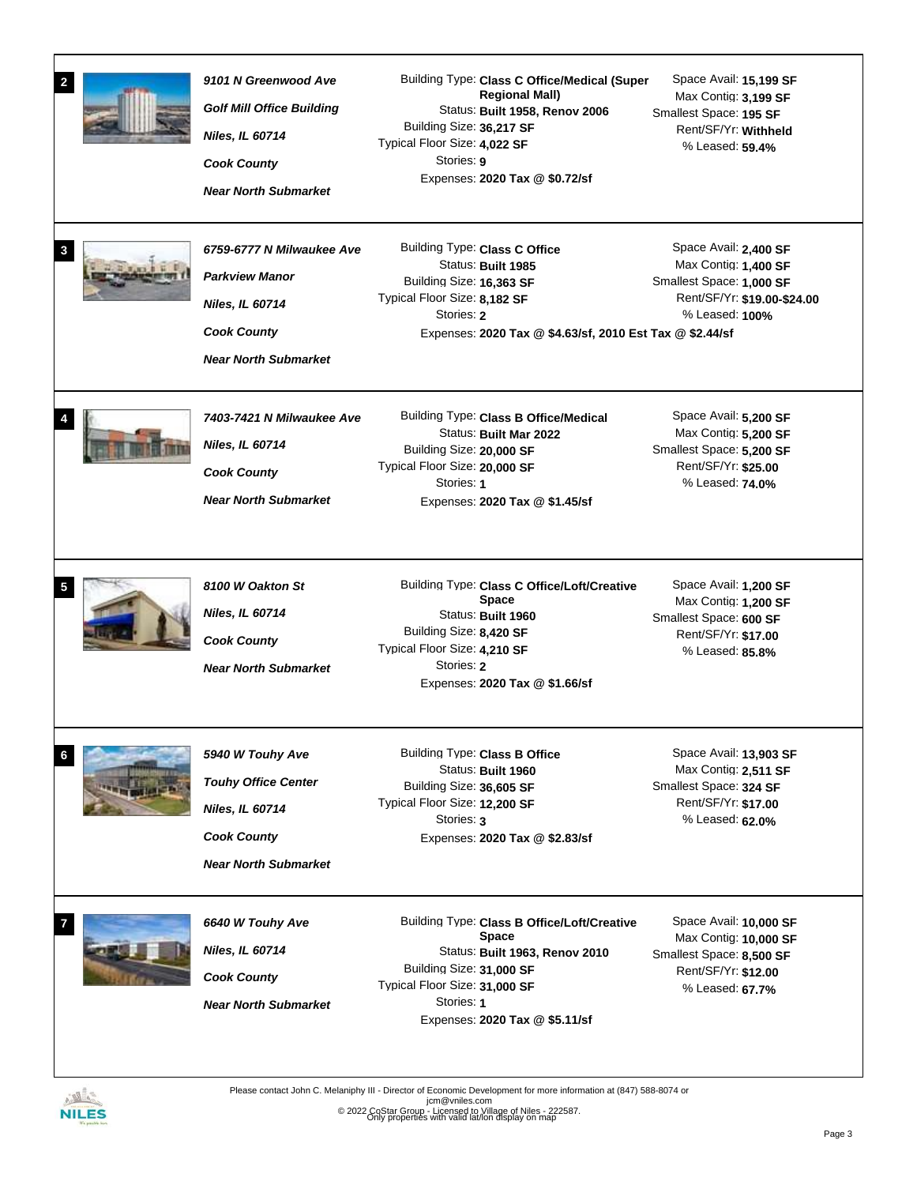## 2

***9101 N Greenwood Ave***

***Golf Mill Office Building***

***Niles, IL 60714***

***Cook County***

***Near North Submarket***

Building Type: **Class C Office/Medical (Super Regional Mall)**
Status: **Built 1958, Renov 2006**
Building Size: **36,217 SF**
Typical Floor Size: **4,022 SF**
Stories: **9**
Expenses: **2020 Tax @ $0.72/sf**

Space Avail: **15,199 SF**
Max Contig: **3,199 SF**
Smallest Space: **195 SF**
Rent/SF/Yr: **Withheld**
% Leased: **59.4%**

## 3

***6759-6777 N Milwaukee Ave***

***Parkview Manor***

***Niles, IL 60714***

***Cook County***

***Near North Submarket***

Building Type: **Class C Office**
Status: **Built 1985**
Building Size: **16,363 SF**
Typical Floor Size: **8,182 SF**
Stories: **2**
Expenses: **2020 Tax @ $4.63/sf, 2010 Est Tax @ $2.44/sf**

Space Avail: **2,400 SF**
Max Contig: **1,400 SF**
Smallest Space: **1,000 SF**
Rent/SF/Yr: **$19.00-$24.00**
% Leased: **100%**

## 4

***7403-7421 N Milwaukee Ave***

***Niles, IL 60714***

***Cook County***

***Near North Submarket***

Building Type: **Class B Office/Medical**
Status: **Built Mar 2022**
Building Size: **20,000 SF**
Typical Floor Size: **20,000 SF**
Stories: **1**
Expenses: **2020 Tax @ $1.45/sf**

Space Avail: **5,200 SF**
Max Contig: **5,200 SF**
Smallest Space: **5,200 SF**
Rent/SF/Yr: **$25.00**
% Leased: **74.0%**

## 5

***8100 W Oakton St***

***Niles, IL 60714***

***Cook County***

***Near North Submarket***

Building Type: **Class C Office/Loft/Creative Space**
Status: **Built 1960**
Building Size: **8,420 SF**
Typical Floor Size: **4,210 SF**
Stories: **2**
Expenses: **2020 Tax @ $1.66/sf**

Space Avail: **1,200 SF**
Max Contig: **1,200 SF**
Smallest Space: **600 SF**
Rent/SF/Yr: **$17.00**
% Leased: **85.8%**

## 6

***5940 W Touhy Ave***

***Touhy Office Center***

***Niles, IL 60714***

***Cook County***

***Near North Submarket***

Building Type: **Class B Office**
Status: **Built 1960**
Building Size: **36,605 SF**
Typical Floor Size: **12,200 SF**
Stories: **3**
Expenses: **2020 Tax @ $2.83/sf**

Space Avail: **13,903 SF**
Max Contig: **2,511 SF**
Smallest Space: **324 SF**
Rent/SF/Yr: **$17.00**
% Leased: **62.0%**

## 7

***6640 W Touhy Ave***

***Niles, IL 60714***

***Cook County***

***Near North Submarket***

Building Type: **Class B Office/Loft/Creative Space**
Status: **Built 1963, Renov 2010**
Building Size: **31,000 SF**
Typical Floor Size: **31,000 SF**
Stories: **1**
Expenses: **2020 Tax @ $5.11/sf**

Space Avail: **10,000 SF**
Max Contig: **10,000 SF**
Smallest Space: **8,500 SF**
Rent/SF/Yr: **$12.00**
% Leased: **67.7%**

Please contact John C. Melaniphy III - Director of Economic Development for more information at (847) 588-8074 or jcm@vniles.com

© 2022 CoStar Group - Licensed to Village of Niles - 222587.
Only properties with valid lat/lon display on map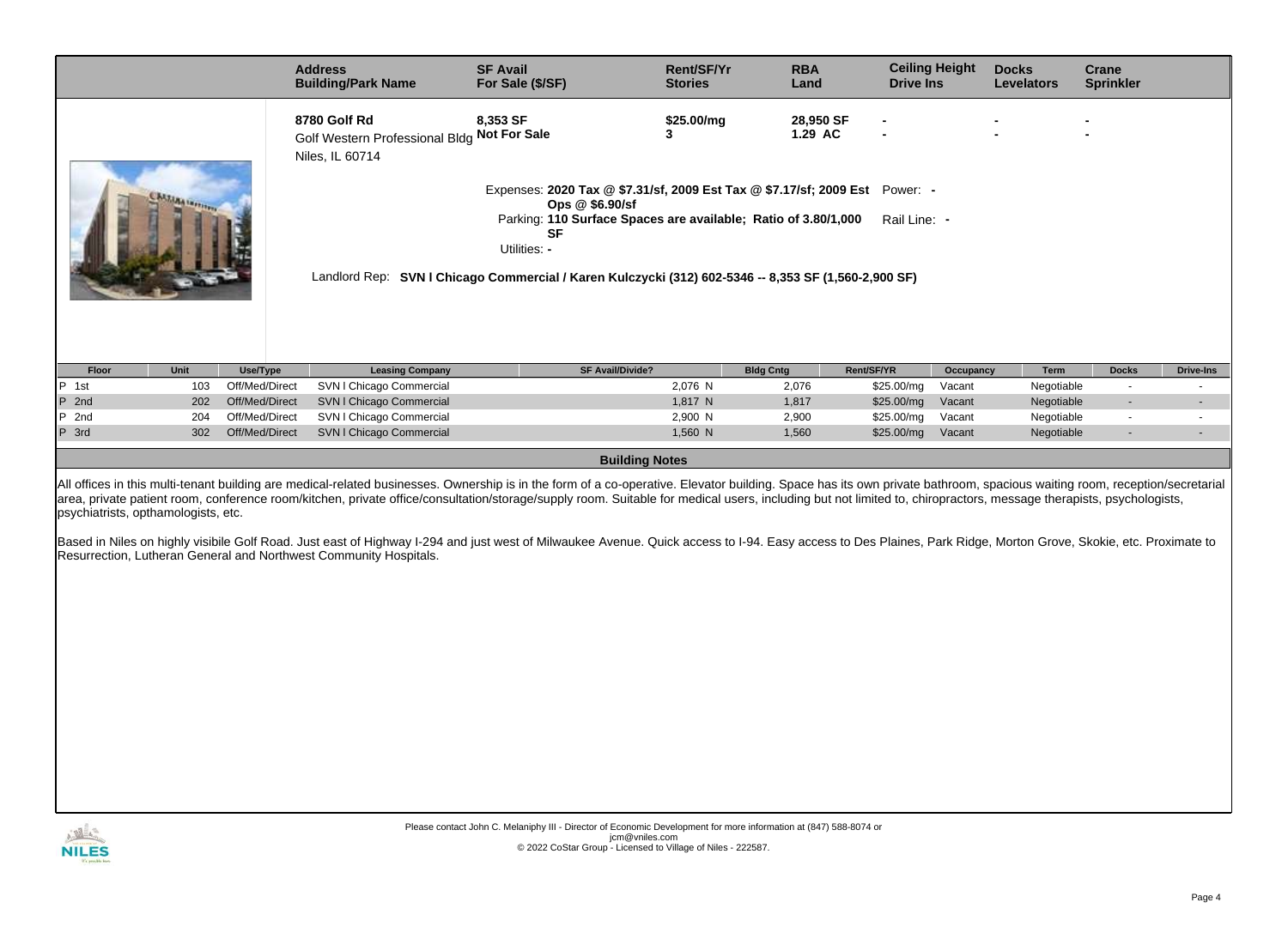| Address<br>Building/Park Name | SF Avail<br>For Sale ($/SF) | Rent/SF/Yr<br>Stories | RBA<br>Land | Ceiling Height<br>Drive Ins | Docks<br>Levelators | Crane<br>Sprinkler |
|---|---|---|---|---|---|---|
| **8780 Golf Rd**<br>Golf Western Professional Bldg<br>Niles, IL 60714 | **8,353 SF**<br>**Not For Sale** | **$25.00/mg**<br>**3** | **28,950 SF**<br>**1.29 AC** | -<br>- | -<br>- | -<br>- |

Expenses: **2020 Tax @ $7.31/sf, 2009 Est Tax @ $7.17/sf; 2009 Est Ops @ $6.90/sf**

Parking: **110 Surface Spaces are available; Ratio of 3.80/1,000 SF**

Utilities: -

Power: -

Rail Line: -

Landlord Rep: **SVN I Chicago Commercial / Karen Kulczycki (312) 602-5346 -- 8,353 SF (1,560-2,900 SF)**

| Floor | Unit | Use/Type | Leasing Company | SF Avail/Divide? | Bldg Cntg | Rent/SF/YR | Occupancy | Term | Docks | Drive-Ins |
|---|---|---|---|---|---|---|---|---|---|---|
| P 1st | 103 | Off/Med/Direct | SVN I Chicago Commercial | 2,076 N | 2,076 | $25.00/mg | Vacant | Negotiable | - | - |
| P 2nd | 202 | Off/Med/Direct | SVN I Chicago Commercial | 1,817 N | 1,817 | $25.00/mg | Vacant | Negotiable | - | - |
| P 2nd | 204 | Off/Med/Direct | SVN I Chicago Commercial | 2,900 N | 2,900 | $25.00/mg | Vacant | Negotiable | - | - |
| P 3rd | 302 | Off/Med/Direct | SVN I Chicago Commercial | 1,560 N | 1,560 | $25.00/mg | Vacant | Negotiable | - | - |

## Building Notes

All offices in this multi-tenant building are medical-related businesses. Ownership is in the form of a co-operative. Elevator building. Space has its own private bathroom, spacious waiting room, reception/secretarial area, private patient room, conference room/kitchen, private office/consultation/storage/supply room. Suitable for medical users, including but not limited to, chiropractors, message therapists, psychologists, psychiatrists, opthamologists, etc.

Based in Niles on highly visibile Golf Road. Just east of Highway I-294 and just west of Milwaukee Avenue. Quick access to I-94. Easy access to Des Plaines, Park Ridge, Morton Grove, Skokie, etc. Proximate to Resurrection, Lutheran General and Northwest Community Hospitals.

Please contact John C. Melaniphy III - Director of Economic Development for more information at (847) 588-8074 or jcm@vniles.com

© 2022 CoStar Group - Licensed to Village of Niles - 222587.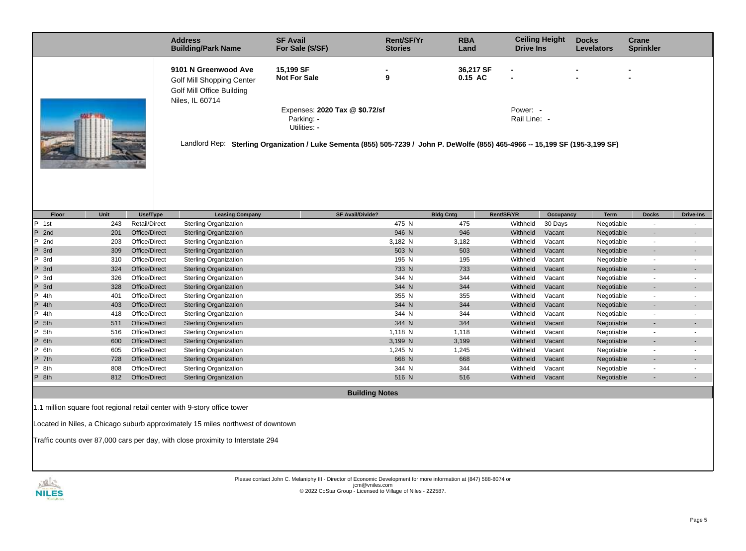| Address / Building/Park Name | SF Avail / For Sale ($/SF) | Rent/SF/Yr / Stories | RBA / Land | Ceiling Height / Drive Ins | Docks / Levelators | Crane / Sprinkler |
|---|---|---|---|---|---|---|
| **9101 N Greenwood Ave**<br>Golf Mill Shopping Center<br>Golf Mill Office Building<br>Niles, IL 60714 | **15,199 SF**<br>**Not For Sale** | -<br>**9** | **36,217 SF**<br>**0.15 AC** | -<br>- | -<br>- | -<br>- |

Expenses: **2020 Tax @ $0.72/sf**
Parking: -
Utilities: -

Power: -
Rail Line: -

Landlord Rep: **Sterling Organization / Luke Sementa (855) 505-7239 / John P. DeWolfe (855) 465-4966 -- 15,199 SF (195-3,199 SF)**

| Floor | Unit | Use/Type | Leasing Company | SF Avail/Divide? | Bldg Cntg | Rent/SF/YR | Occupancy | Term | Docks | Drive-Ins |
|---|---|---|---|---|---|---|---|---|---|---|
| P 1st | 243 | Retail/Direct | Sterling Organization | 475 N | 475 | Withheld | 30 Days | Negotiable | - | - |
| P 2nd | 201 | Office/Direct | Sterling Organization | 946 N | 946 | Withheld | Vacant | Negotiable | - | - |
| P 2nd | 203 | Office/Direct | Sterling Organization | 3,182 N | 3,182 | Withheld | Vacant | Negotiable | - | - |
| P 3rd | 309 | Office/Direct | Sterling Organization | 503 N | 503 | Withheld | Vacant | Negotiable | - | - |
| P 3rd | 310 | Office/Direct | Sterling Organization | 195 N | 195 | Withheld | Vacant | Negotiable | - | - |
| P 3rd | 324 | Office/Direct | Sterling Organization | 733 N | 733 | Withheld | Vacant | Negotiable | - | - |
| P 3rd | 326 | Office/Direct | Sterling Organization | 344 N | 344 | Withheld | Vacant | Negotiable | - | - |
| P 3rd | 328 | Office/Direct | Sterling Organization | 344 N | 344 | Withheld | Vacant | Negotiable | - | - |
| P 4th | 401 | Office/Direct | Sterling Organization | 355 N | 355 | Withheld | Vacant | Negotiable | - | - |
| P 4th | 403 | Office/Direct | Sterling Organization | 344 N | 344 | Withheld | Vacant | Negotiable | - | - |
| P 4th | 418 | Office/Direct | Sterling Organization | 344 N | 344 | Withheld | Vacant | Negotiable | - | - |
| P 5th | 511 | Office/Direct | Sterling Organization | 344 N | 344 | Withheld | Vacant | Negotiable | - | - |
| P 5th | 516 | Office/Direct | Sterling Organization | 1,118 N | 1,118 | Withheld | Vacant | Negotiable | - | - |
| P 6th | 600 | Office/Direct | Sterling Organization | 3,199 N | 3,199 | Withheld | Vacant | Negotiable | - | - |
| P 6th | 605 | Office/Direct | Sterling Organization | 1,245 N | 1,245 | Withheld | Vacant | Negotiable | - | - |
| P 7th | 728 | Office/Direct | Sterling Organization | 668 N | 668 | Withheld | Vacant | Negotiable | - | - |
| P 8th | 808 | Office/Direct | Sterling Organization | 344 N | 344 | Withheld | Vacant | Negotiable | - | - |
| P 8th | 812 | Office/Direct | Sterling Organization | 516 N | 516 | Withheld | Vacant | Negotiable | - | - |

## Building Notes

1.1 million square foot regional retail center with 9-story office tower

Located in Niles, a Chicago suburb approximately 15 miles northwest of downtown

Traffic counts over 87,000 cars per day, with close proximity to Interstate 294

Please contact John C. Melaniphy III - Director of Economic Development for more information at (847) 588-8074 or jcm@vniles.com
© 2022 CoStar Group - Licensed to Village of Niles - 222587.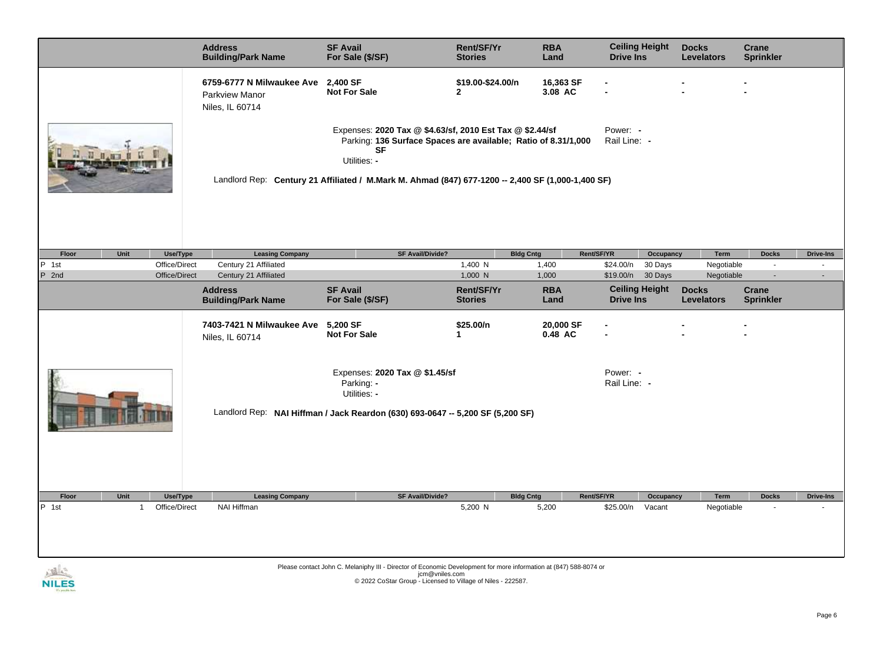| Address / Building/Park Name | SF Avail / For Sale ($/SF) | Rent/SF/Yr / Stories | RBA / Land | Ceiling Height / Drive Ins | Docks / Levelators | Crane / Sprinkler |
|---|---|---|---|---|---|---|
| **6759-6777 N Milwaukee Ave** Parkview Manor Niles, IL 60714 | **2,400 SF** **Not For Sale** | **$19.00-$24.00/n** **2** | **16,363 SF** **3.08 AC** | - - | - - | - - |

Expenses: **2020 Tax @ $4.63/sf, 2010 Est Tax @ $2.44/sf**
Parking: **136 Surface Spaces are available; Ratio of 8.31/1,000 SF**
Utilities: -
Power: -
Rail Line: -

Landlord Rep: **Century 21 Affiliated / M.Mark M. Ahmad (847) 677-1200 -- 2,400 SF (1,000-1,400 SF)**

| Floor | Unit | Use/Type | Leasing Company | SF Avail/Divide? | Bldg Cntg | Rent/SF/YR | Occupancy | Term | Docks | Drive-Ins |
|---|---|---|---|---|---|---|---|---|---|---|
| P 1st | | Office/Direct | Century 21 Affiliated | 1,400 N | 1,400 | $24.00/n | 30 Days | Negotiable | - | - |
| P 2nd | | Office/Direct | Century 21 Affiliated | 1,000 N | 1,000 | $19.00/n | 30 Days | Negotiable | - | - |

| Address / Building/Park Name | SF Avail / For Sale ($/SF) | Rent/SF/Yr / Stories | RBA / Land | Ceiling Height / Drive Ins | Docks / Levelators | Crane / Sprinkler |
|---|---|---|---|---|---|---|
| **7403-7421 N Milwaukee Ave** Niles, IL 60714 | **5,200 SF** **Not For Sale** | **$25.00/n** **1** | **20,000 SF** **0.48 AC** | - - | - - | - - |

Expenses: **2020 Tax @ $1.45/sf**
Parking: -
Utilities: -
Power: -
Rail Line: -

Landlord Rep: **NAI Hiffman / Jack Reardon (630) 693-0647 -- 5,200 SF (5,200 SF)**

| Floor | Unit | Use/Type | Leasing Company | SF Avail/Divide? | Bldg Cntg | Rent/SF/YR | Occupancy | Term | Docks | Drive-Ins |
|---|---|---|---|---|---|---|---|---|---|---|
| P 1st | 1 | Office/Direct | NAI Hiffman | 5,200 N | 5,200 | $25.00/n | Vacant | Negotiable | - | - |

Please contact John C. Melaniphy III - Director of Economic Development for more information at (847) 588-8074 or jcm@vniles.com
© 2022 CoStar Group - Licensed to Village of Niles - 222587.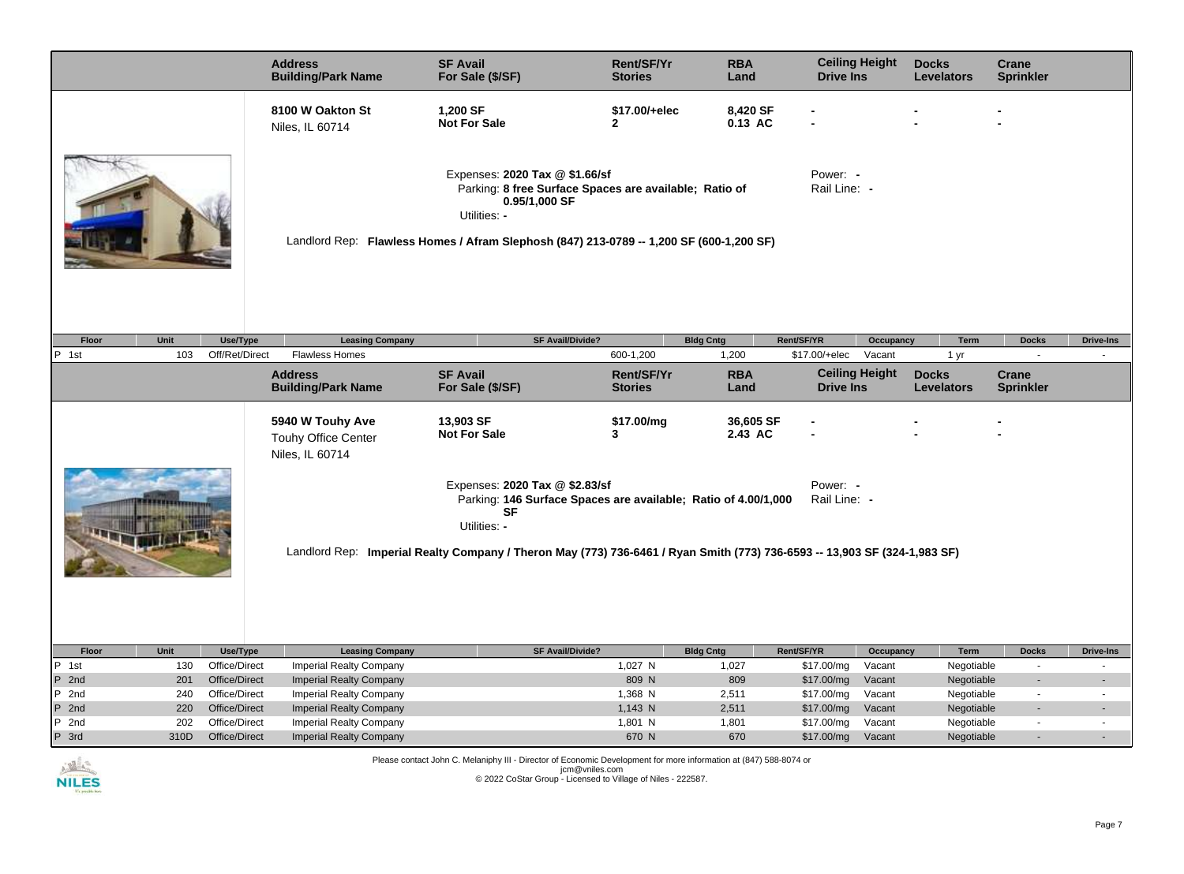| Address / Building/Park Name | SF Avail / For Sale ($/SF) | Rent/SF/Yr / Stories | RBA / Land | Ceiling Height / Drive Ins | Docks / Levelators | Crane / Sprinkler |
|---|---|---|---|---|---|---|
| **8100 W Oakton St** Niles, IL 60714 | **1,200 SF** **Not For Sale** | **$17.00/+elec** **2** | **8,420 SF** **0.13 AC** | - / - | - / - | - / - |

Expenses: **2020 Tax @ $1.66/sf**
Parking: **8 free Surface Spaces are available; Ratio of 0.95/1,000 SF**
Utilities: **-**

Power: **-**
Rail Line: **-**

Landlord Rep: **Flawless Homes / Afram Slephosh (847) 213-0789 -- 1,200 SF (600-1,200 SF)**

| Floor | Unit | Use/Type | Leasing Company | SF Avail/Divide? | Bldg Cntg | Rent/SF/YR | Occupancy | Term | Docks | Drive-Ins |
|---|---|---|---|---|---|---|---|---|---|---|
| P 1st | 103 | Off/Ret/Direct | Flawless Homes | 600-1,200 | 1,200 | $17.00/+elec | Vacant | 1 yr | - | - |

| Address / Building/Park Name | SF Avail / For Sale ($/SF) | Rent/SF/Yr / Stories | RBA / Land | Ceiling Height / Drive Ins | Docks / Levelators | Crane / Sprinkler |
|---|---|---|---|---|---|---|
| **5940 W Touhy Ave** Touhy Office Center Niles, IL 60714 | **13,903 SF** **Not For Sale** | **$17.00/mg** **3** | **36,605 SF** **2.43 AC** | - / - | - / - | - / - |

Expenses: **2020 Tax @ $2.83/sf**
Parking: **146 Surface Spaces are available; Ratio of 4.00/1,000 SF**
Utilities: **-**

Power: **-**
Rail Line: **-**

Landlord Rep: **Imperial Realty Company / Theron May (773) 736-6461 / Ryan Smith (773) 736-6593 -- 13,903 SF (324-1,983 SF)**

| Floor | Unit | Use/Type | Leasing Company | SF Avail/Divide? | Bldg Cntg | Rent/SF/YR | Occupancy | Term | Docks | Drive-Ins |
|---|---|---|---|---|---|---|---|---|---|---|
| P 1st | 130 | Office/Direct | Imperial Realty Company | 1,027 N | 1,027 | $17.00/mg | Vacant | Negotiable | - | - |
| P 2nd | 201 | Office/Direct | Imperial Realty Company | 809 N | 809 | $17.00/mg | Vacant | Negotiable | - | - |
| P 2nd | 240 | Office/Direct | Imperial Realty Company | 1,368 N | 2,511 | $17.00/mg | Vacant | Negotiable | - | - |
| P 2nd | 220 | Office/Direct | Imperial Realty Company | 1,143 N | 2,511 | $17.00/mg | Vacant | Negotiable | - | - |
| P 2nd | 202 | Office/Direct | Imperial Realty Company | 1,801 N | 1,801 | $17.00/mg | Vacant | Negotiable | - | - |
| P 3rd | 310D | Office/Direct | Imperial Realty Company | 670 N | 670 | $17.00/mg | Vacant | Negotiable | - | - |

Please contact John C. Melaniphy III - Director of Economic Development for more information at (847) 588-8074 or jcm@vniles.com
© 2022 CoStar Group - Licensed to Village of Niles - 222587.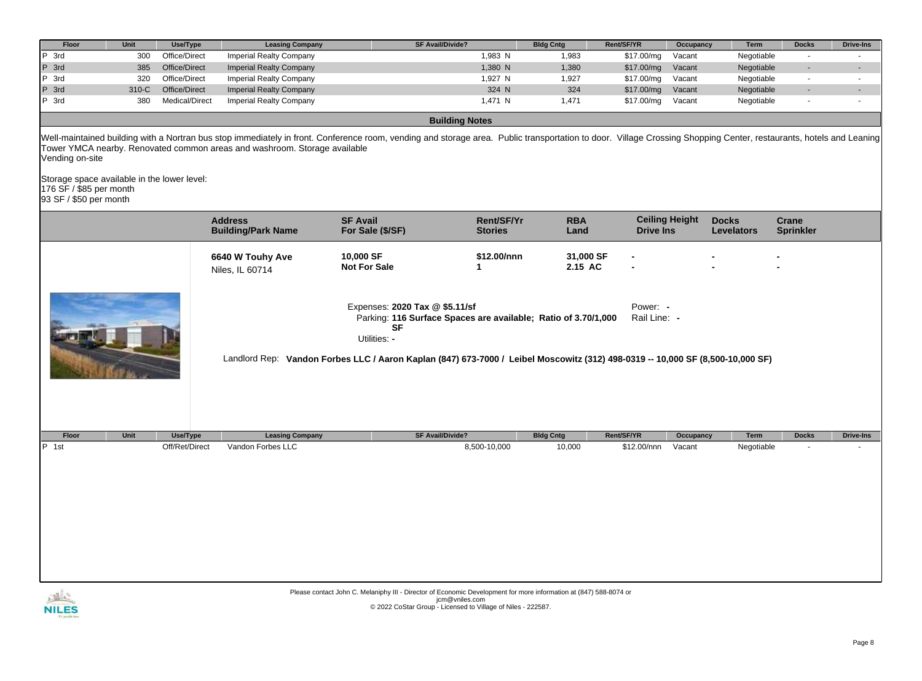| Floor | Unit | Use/Type | Leasing Company | SF Avail/Divide? | Bldg Cntg | Rent/SF/YR | Occupancy | Term | Docks | Drive-Ins |
|---|---|---|---|---|---|---|---|---|---|---|
| P 3rd | 300 | Office/Direct | Imperial Realty Company | 1,983 N | 1,983 | $17.00/mg | Vacant | Negotiable | - | - |
| P 3rd | 385 | Office/Direct | Imperial Realty Company | 1,380 N | 1,380 | $17.00/mg | Vacant | Negotiable | - | - |
| P 3rd | 320 | Office/Direct | Imperial Realty Company | 1,927 N | 1,927 | $17.00/mg | Vacant | Negotiable | - | - |
| P 3rd | 310-C | Office/Direct | Imperial Realty Company | 324 N | 324 | $17.00/mg | Vacant | Negotiable | - | - |
| P 3rd | 380 | Medical/Direct | Imperial Realty Company | 1,471 N | 1,471 | $17.00/mg | Vacant | Negotiable | - | - |

**Building Notes**

Well-maintained building with a Nortran bus stop immediately in front. Conference room, vending and storage area. Public transportation to door. Village Crossing Shopping Center, restaurants, hotels and Leaning Tower YMCA nearby. Renovated common areas and washroom. Storage available
Vending on-site

Storage space available in the lower level:
176 SF / $85 per month
93 SF / $50 per month

| Address / Building/Park Name | SF Avail / For Sale ($/SF) | Rent/SF/Yr / Stories | RBA / Land | Ceiling Height / Drive Ins | Docks / Levelators | Crane / Sprinkler |
|---|---|---|---|---|---|---|
| **6640 W Touhy Ave** Niles, IL 60714 | **10,000 SF** **Not For Sale** | **$12.00/nnn** **1** | **31,000 SF** **2.15 AC** | - / - | - / - | - / - |

Expenses: **2020 Tax @ $5.11/sf**
Parking: **116 Surface Spaces are available; Ratio of 3.70/1,000 SF**
Utilities: **-**
Power: **-**
Rail Line: **-**

Landlord Rep: **Vandon Forbes LLC / Aaron Kaplan (847) 673-7000 / Leibel Moscowitz (312) 498-0319 -- 10,000 SF (8,500-10,000 SF)**

| Floor | Unit | Use/Type | Leasing Company | SF Avail/Divide? | Bldg Cntg | Rent/SF/YR | Occupancy | Term | Docks | Drive-Ins |
|---|---|---|---|---|---|---|---|---|---|---|
| P 1st | | Off/Ret/Direct | Vandon Forbes LLC | 8,500-10,000 | 10,000 | $12.00/nnn | Vacant | Negotiable | - | - |

Please contact John C. Melaniphy III - Director of Economic Development for more information at (847) 588-8074 or jcm@vniles.com
© 2022 CoStar Group - Licensed to Village of Niles - 222587.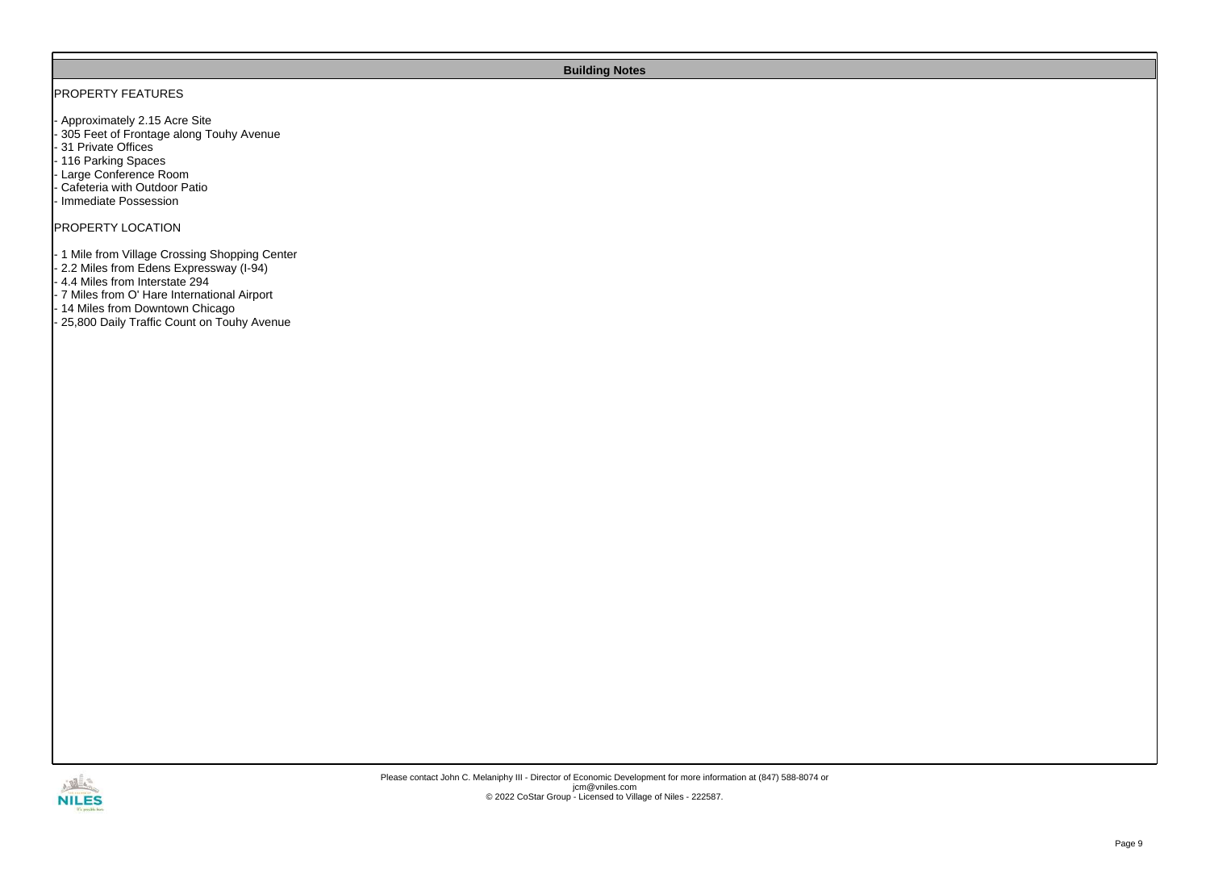## Building Notes

PROPERTY FEATURES

- Approximately 2.15 Acre Site
- 305 Feet of Frontage along Touhy Avenue
- 31 Private Offices
- 116 Parking Spaces
- Large Conference Room
- Cafeteria with Outdoor Patio
- Immediate Possession

PROPERTY LOCATION

- 1 Mile from Village Crossing Shopping Center
- 2.2 Miles from Edens Expressway (I-94)
- 4.4 Miles from Interstate 294
- 7 Miles from O' Hare International Airport
- 14 Miles from Downtown Chicago
- 25,800 Daily Traffic Count on Touhy Avenue

Please contact John C. Melaniphy III - Director of Economic Development for more information at (847) 588-8074 or jcm@vniles.com
© 2022 CoStar Group - Licensed to Village of Niles - 222587.